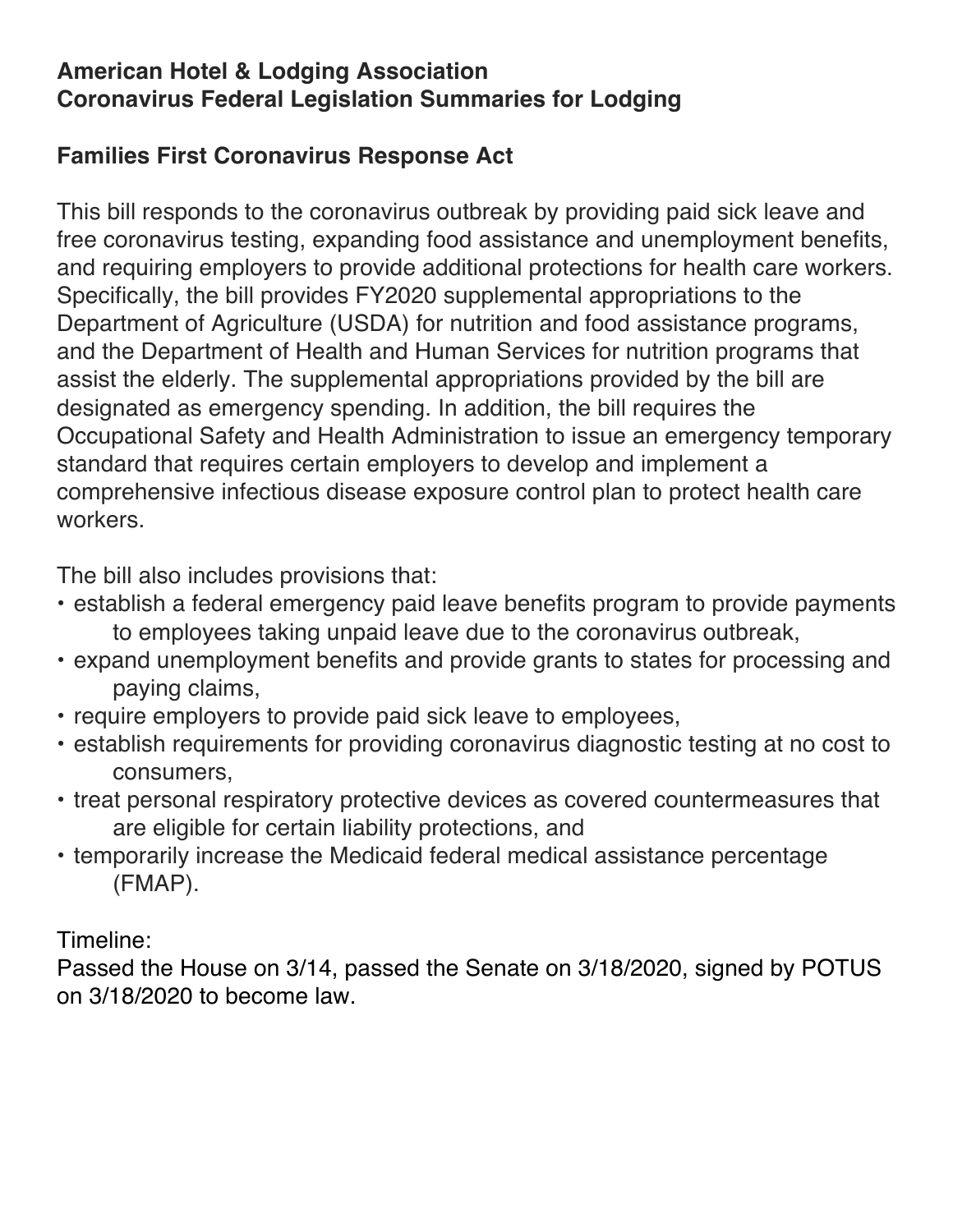**American Hotel & Lodging Association**
**Coronavirus Federal Legislation Summaries for Lodging**

## Families First Coronavirus Response Act

This bill responds to the coronavirus outbreak by providing paid sick leave and free coronavirus testing, expanding food assistance and unemployment benefits, and requiring employers to provide additional protections for health care workers. Specifically, the bill provides FY2020 supplemental appropriations to the Department of Agriculture (USDA) for nutrition and food assistance programs, and the Department of Health and Human Services for nutrition programs that assist the elderly. The supplemental appropriations provided by the bill are designated as emergency spending. In addition, the bill requires the Occupational Safety and Health Administration to issue an emergency temporary standard that requires certain employers to develop and implement a comprehensive infectious disease exposure control plan to protect health care workers.

The bill also includes provisions that:

- establish a federal emergency paid leave benefits program to provide payments to employees taking unpaid leave due to the coronavirus outbreak,
- expand unemployment benefits and provide grants to states for processing and paying claims,
- require employers to provide paid sick leave to employees,
- establish requirements for providing coronavirus diagnostic testing at no cost to consumers,
- treat personal respiratory protective devices as covered countermeasures that are eligible for certain liability protections, and
- temporarily increase the Medicaid federal medical assistance percentage (FMAP).

Timeline:
Passed the House on 3/14, passed the Senate on 3/18/2020, signed by POTUS on 3/18/2020 to become law.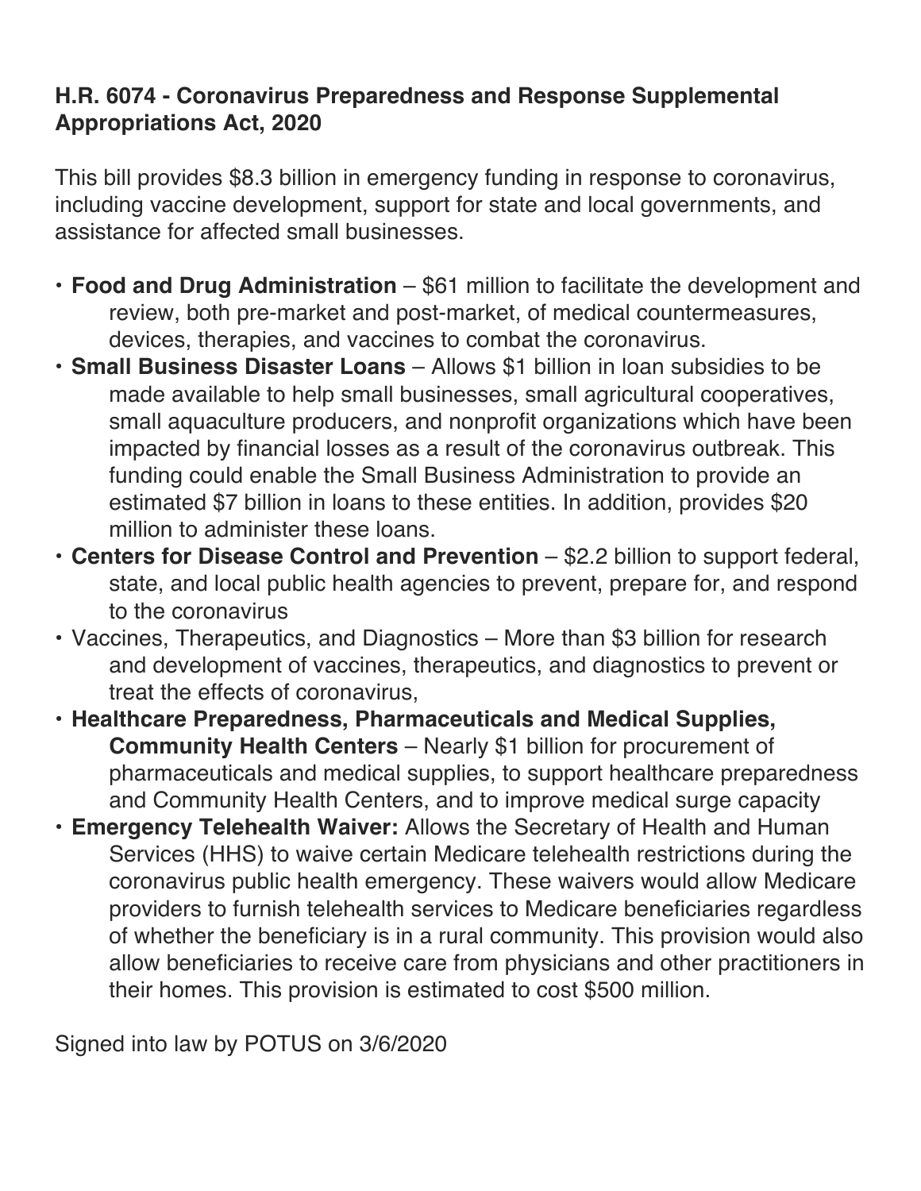**H.R. 6074 - Coronavirus Preparedness and Response Supplemental Appropriations Act, 2020**

This bill provides $8.3 billion in emergency funding in response to coronavirus, including vaccine development, support for state and local governments, and assistance for affected small businesses.

- **Food and Drug Administration** – $61 million to facilitate the development and review, both pre-market and post-market, of medical countermeasures, devices, therapies, and vaccines to combat the coronavirus.
- **Small Business Disaster Loans** – Allows $1 billion in loan subsidies to be made available to help small businesses, small agricultural cooperatives, small aquaculture producers, and nonprofit organizations which have been impacted by financial losses as a result of the coronavirus outbreak. This funding could enable the Small Business Administration to provide an estimated $7 billion in loans to these entities. In addition, provides $20 million to administer these loans.
- **Centers for Disease Control and Prevention** – $2.2 billion to support federal, state, and local public health agencies to prevent, prepare for, and respond to the coronavirus
- Vaccines, Therapeutics, and Diagnostics – More than $3 billion for research and development of vaccines, therapeutics, and diagnostics to prevent or treat the effects of coronavirus,
- **Healthcare Preparedness, Pharmaceuticals and Medical Supplies, Community Health Centers** – Nearly $1 billion for procurement of pharmaceuticals and medical supplies, to support healthcare preparedness and Community Health Centers, and to improve medical surge capacity
- **Emergency Telehealth Waiver:** Allows the Secretary of Health and Human Services (HHS) to waive certain Medicare telehealth restrictions during the coronavirus public health emergency. These waivers would allow Medicare providers to furnish telehealth services to Medicare beneficiaries regardless of whether the beneficiary is in a rural community. This provision would also allow beneficiaries to receive care from physicians and other practitioners in their homes. This provision is estimated to cost $500 million.

Signed into law by POTUS on 3/6/2020